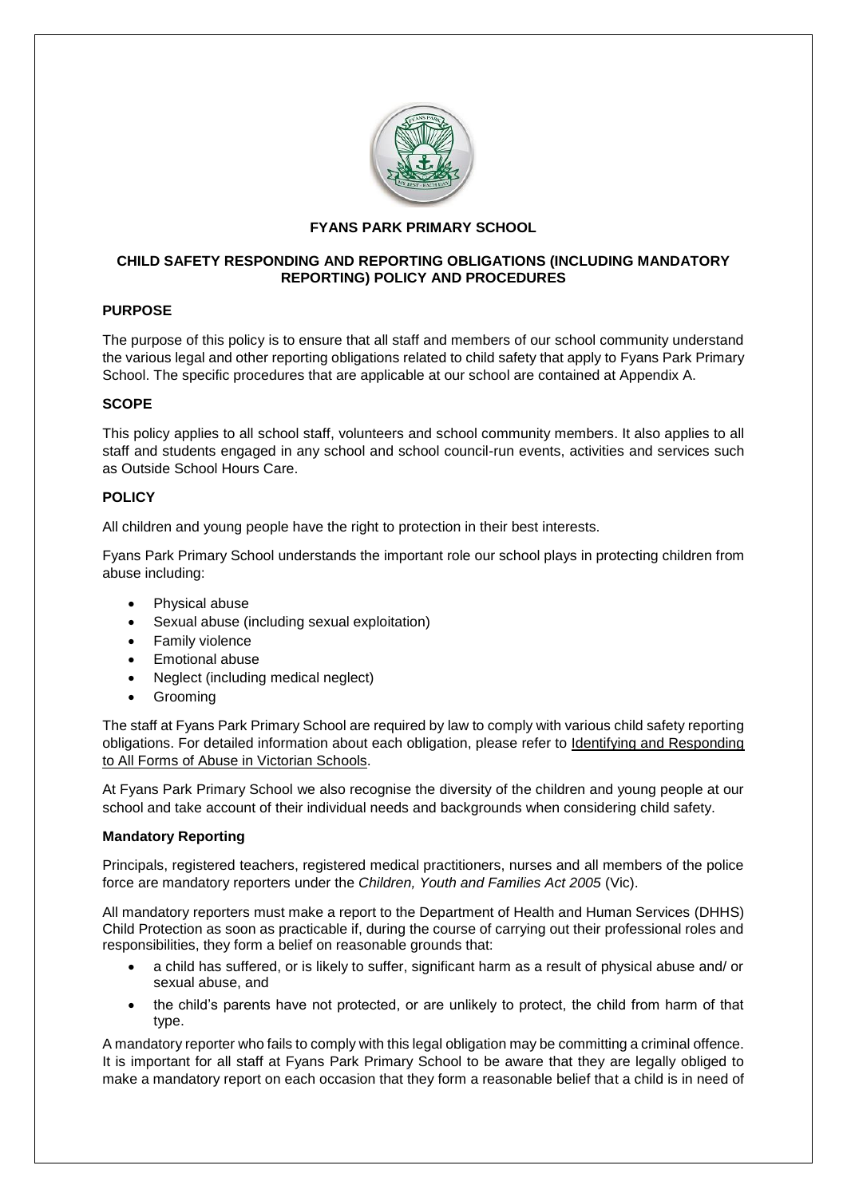# FYANS PARK PRIMARY SCHOOL

## CHILD SAFETY RESPONDING AND REPORTING OBLIGATIONS (INCLUDING MANDATORY REPORTING) POLICY AND PROCEDURES

### PURPOSE

The purpose of this policy is to ensure that all staff and members of our school community understand the various legal and other reporting obligations related to child safety that apply to Fyans Park Primary School. The specific procedures that are applicable at our school are contained at Appendix A.

### SCOPE

This policy applies to all school staff, volunteers and school community members. It also applies to all staff and students engaged in any school and school council-run events, activities and services such as Outside School Hours Care.

### POLICY

All children and young people have the right to protection in their best interests.

Fyans Park Primary School understands the important role our school plays in protecting children from abuse including:

- Physical abuse
- Sexual abuse (including sexual exploitation)
- Family violence
- Emotional abuse
- Neglect (including medical neglect)
- Grooming

The staff at Fyans Park Primary School are required by law to comply with various child safety reporting obligations. For detailed information about each obligation, please refer to Identifying and Responding to All Forms of Abuse in Victorian Schools.

At Fyans Park Primary School we also recognise the diversity of the children and young people at our school and take account of their individual needs and backgrounds when considering child safety.

#### Mandatory Reporting

Principals, registered teachers, registered medical practitioners, nurses and all members of the police force are mandatory reporters under the *Children, Youth and Families Act 2005* (Vic).

All mandatory reporters must make a report to the Department of Health and Human Services (DHHS) Child Protection as soon as practicable if, during the course of carrying out their professional roles and responsibilities, they form a belief on reasonable grounds that:

- a child has suffered, or is likely to suffer, significant harm as a result of physical abuse and/ or sexual abuse, and
- the child's parents have not protected, or are unlikely to protect, the child from harm of that type.

A mandatory reporter who fails to comply with this legal obligation may be committing a criminal offence. It is important for all staff at Fyans Park Primary School to be aware that they are legally obliged to make a mandatory report on each occasion that they form a reasonable belief that a child is in need of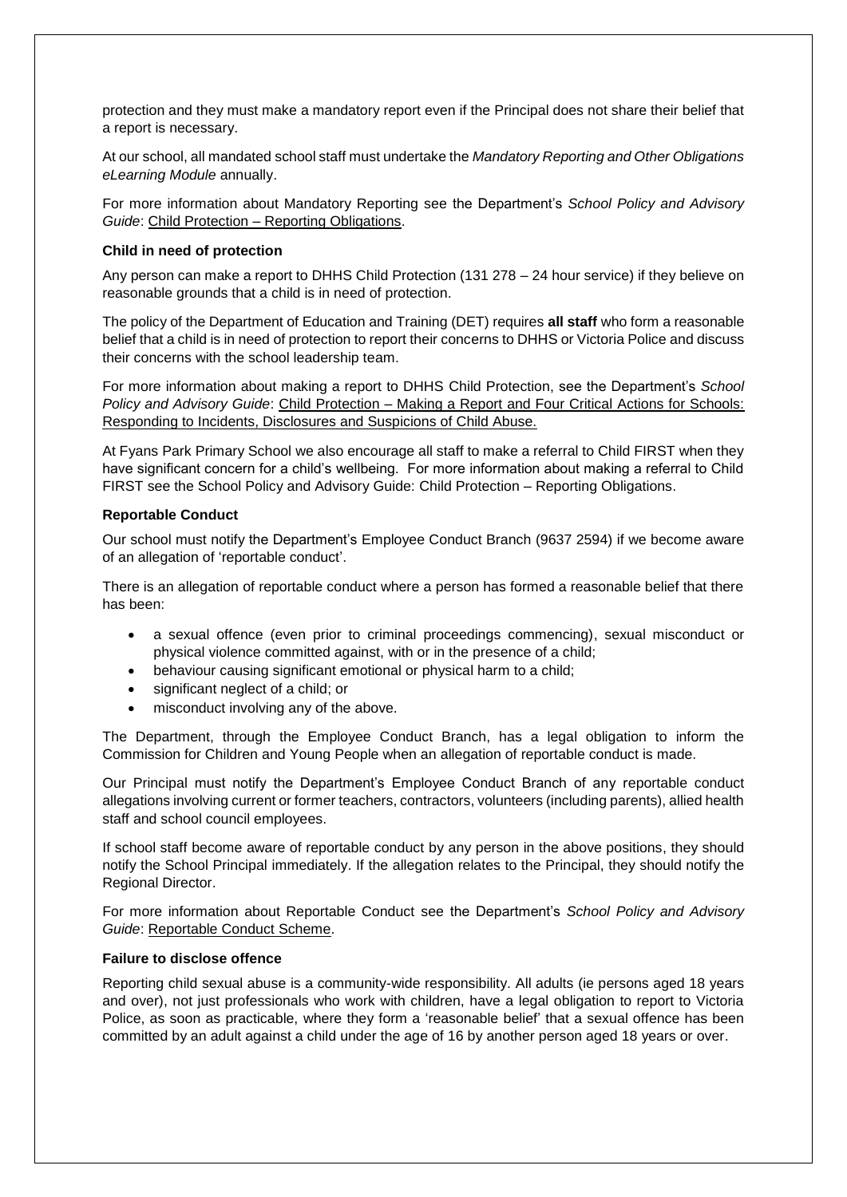protection and they must make a mandatory report even if the Principal does not share their belief that a report is necessary.

At our school, all mandated school staff must undertake the *Mandatory Reporting and Other Obligations eLearning Module* annually.

For more information about Mandatory Reporting see the Department's *School Policy and Advisory Guide*: Child Protection – Reporting Obligations.

**Child in need of protection**

Any person can make a report to DHHS Child Protection (131 278 – 24 hour service) if they believe on reasonable grounds that a child is in need of protection.

The policy of the Department of Education and Training (DET) requires **all staff** who form a reasonable belief that a child is in need of protection to report their concerns to DHHS or Victoria Police and discuss their concerns with the school leadership team.

For more information about making a report to DHHS Child Protection, see the Department's *School Policy and Advisory Guide*: Child Protection – Making a Report and Four Critical Actions for Schools: Responding to Incidents, Disclosures and Suspicions of Child Abuse.

At Fyans Park Primary School we also encourage all staff to make a referral to Child FIRST when they have significant concern for a child's wellbeing. For more information about making a referral to Child FIRST see the School Policy and Advisory Guide: Child Protection – Reporting Obligations.

**Reportable Conduct**

Our school must notify the Department's Employee Conduct Branch (9637 2594) if we become aware of an allegation of 'reportable conduct'.

There is an allegation of reportable conduct where a person has formed a reasonable belief that there has been:

- a sexual offence (even prior to criminal proceedings commencing), sexual misconduct or physical violence committed against, with or in the presence of a child;
- behaviour causing significant emotional or physical harm to a child;
- significant neglect of a child; or
- misconduct involving any of the above.

The Department, through the Employee Conduct Branch, has a legal obligation to inform the Commission for Children and Young People when an allegation of reportable conduct is made.

Our Principal must notify the Department's Employee Conduct Branch of any reportable conduct allegations involving current or former teachers, contractors, volunteers (including parents), allied health staff and school council employees.

If school staff become aware of reportable conduct by any person in the above positions, they should notify the School Principal immediately. If the allegation relates to the Principal, they should notify the Regional Director.

For more information about Reportable Conduct see the Department's *School Policy and Advisory Guide*: Reportable Conduct Scheme.

**Failure to disclose offence**

Reporting child sexual abuse is a community-wide responsibility. All adults (ie persons aged 18 years and over), not just professionals who work with children, have a legal obligation to report to Victoria Police, as soon as practicable, where they form a 'reasonable belief' that a sexual offence has been committed by an adult against a child under the age of 16 by another person aged 18 years or over.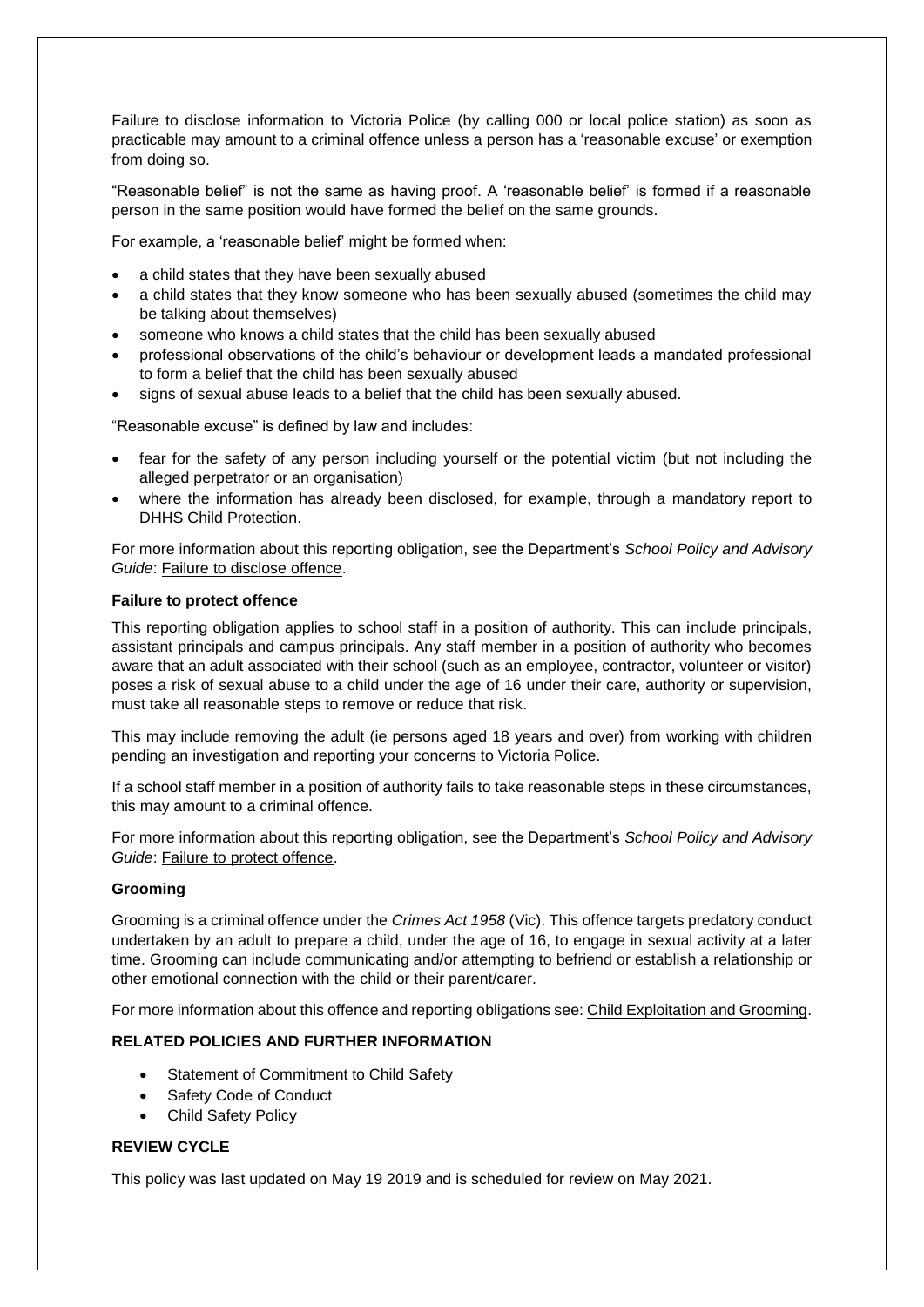Failure to disclose information to Victoria Police (by calling 000 or local police station) as soon as practicable may amount to a criminal offence unless a person has a 'reasonable excuse' or exemption from doing so.

"Reasonable belief" is not the same as having proof. A 'reasonable belief' is formed if a reasonable person in the same position would have formed the belief on the same grounds.

For example, a 'reasonable belief' might be formed when:

- a child states that they have been sexually abused
- a child states that they know someone who has been sexually abused (sometimes the child may be talking about themselves)
- someone who knows a child states that the child has been sexually abused
- professional observations of the child's behaviour or development leads a mandated professional to form a belief that the child has been sexually abused
- signs of sexual abuse leads to a belief that the child has been sexually abused.

"Reasonable excuse" is defined by law and includes:

- fear for the safety of any person including yourself or the potential victim (but not including the alleged perpetrator or an organisation)
- where the information has already been disclosed, for example, through a mandatory report to DHHS Child Protection.

For more information about this reporting obligation, see the Department's *School Policy and Advisory Guide*: Failure to disclose offence.

**Failure to protect offence**

This reporting obligation applies to school staff in a position of authority. This can include principals, assistant principals and campus principals. Any staff member in a position of authority who becomes aware that an adult associated with their school (such as an employee, contractor, volunteer or visitor) poses a risk of sexual abuse to a child under the age of 16 under their care, authority or supervision, must take all reasonable steps to remove or reduce that risk.

This may include removing the adult (ie persons aged 18 years and over) from working with children pending an investigation and reporting your concerns to Victoria Police.

If a school staff member in a position of authority fails to take reasonable steps in these circumstances, this may amount to a criminal offence.

For more information about this reporting obligation, see the Department's *School Policy and Advisory Guide*: Failure to protect offence.

**Grooming**

Grooming is a criminal offence under the *Crimes Act 1958* (Vic). This offence targets predatory conduct undertaken by an adult to prepare a child, under the age of 16, to engage in sexual activity at a later time. Grooming can include communicating and/or attempting to befriend or establish a relationship or other emotional connection with the child or their parent/carer.

For more information about this offence and reporting obligations see: Child Exploitation and Grooming.

**RELATED POLICIES AND FURTHER INFORMATION**

- Statement of Commitment to Child Safety
- Safety Code of Conduct
- Child Safety Policy

**REVIEW CYCLE**

This policy was last updated on May 19 2019 and is scheduled for review on May 2021.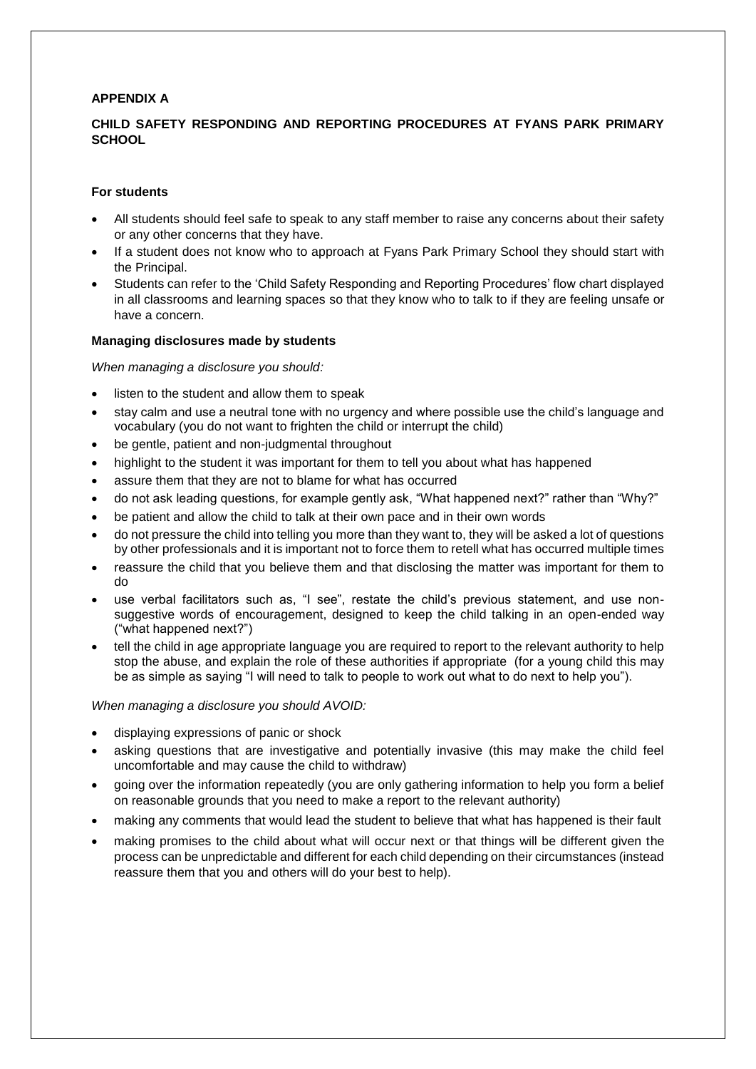**APPENDIX A**

**CHILD SAFETY RESPONDING AND REPORTING PROCEDURES AT FYANS PARK PRIMARY SCHOOL**

**For students**

- All students should feel safe to speak to any staff member to raise any concerns about their safety or any other concerns that they have.
- If a student does not know who to approach at Fyans Park Primary School they should start with the Principal.
- Students can refer to the 'Child Safety Responding and Reporting Procedures' flow chart displayed in all classrooms and learning spaces so that they know who to talk to if they are feeling unsafe or have a concern.

**Managing disclosures made by students**

*When managing a disclosure you should:*

- listen to the student and allow them to speak
- stay calm and use a neutral tone with no urgency and where possible use the child's language and vocabulary (you do not want to frighten the child or interrupt the child)
- be gentle, patient and non-judgmental throughout
- highlight to the student it was important for them to tell you about what has happened
- assure them that they are not to blame for what has occurred
- do not ask leading questions, for example gently ask, "What happened next?" rather than "Why?"
- be patient and allow the child to talk at their own pace and in their own words
- do not pressure the child into telling you more than they want to, they will be asked a lot of questions by other professionals and it is important not to force them to retell what has occurred multiple times
- reassure the child that you believe them and that disclosing the matter was important for them to do
- use verbal facilitators such as, "I see", restate the child's previous statement, and use non-suggestive words of encouragement, designed to keep the child talking in an open-ended way ("what happened next?")
- tell the child in age appropriate language you are required to report to the relevant authority to help stop the abuse, and explain the role of these authorities if appropriate (for a young child this may be as simple as saying "I will need to talk to people to work out what to do next to help you").

*When managing a disclosure you should AVOID:*

- displaying expressions of panic or shock
- asking questions that are investigative and potentially invasive (this may make the child feel uncomfortable and may cause the child to withdraw)
- going over the information repeatedly (you are only gathering information to help you form a belief on reasonable grounds that you need to make a report to the relevant authority)
- making any comments that would lead the student to believe that what has happened is their fault
- making promises to the child about what will occur next or that things will be different given the process can be unpredictable and different for each child depending on their circumstances (instead reassure them that you and others will do your best to help).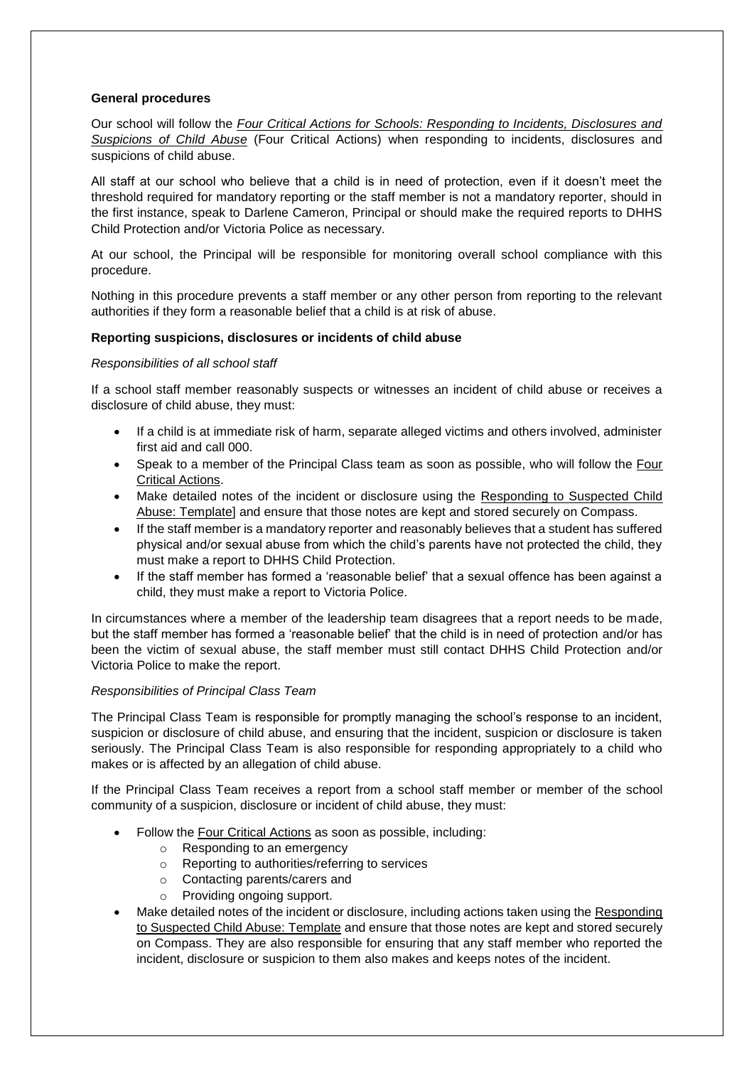**General procedures**

Our school will follow the *Four Critical Actions for Schools: Responding to Incidents, Disclosures and Suspicions of Child Abuse* (Four Critical Actions) when responding to incidents, disclosures and suspicions of child abuse.

All staff at our school who believe that a child is in need of protection, even if it doesn't meet the threshold required for mandatory reporting or the staff member is not a mandatory reporter, should in the first instance, speak to Darlene Cameron, Principal or should make the required reports to DHHS Child Protection and/or Victoria Police as necessary.

At our school, the Principal will be responsible for monitoring overall school compliance with this procedure.

Nothing in this procedure prevents a staff member or any other person from reporting to the relevant authorities if they form a reasonable belief that a child is at risk of abuse.

**Reporting suspicions, disclosures or incidents of child abuse**

*Responsibilities of all school staff*

If a school staff member reasonably suspects or witnesses an incident of child abuse or receives a disclosure of child abuse, they must:

- If a child is at immediate risk of harm, separate alleged victims and others involved, administer first aid and call 000.
- Speak to a member of the Principal Class team as soon as possible, who will follow the Four Critical Actions.
- Make detailed notes of the incident or disclosure using the Responding to Suspected Child Abuse: Template] and ensure that those notes are kept and stored securely on Compass.
- If the staff member is a mandatory reporter and reasonably believes that a student has suffered physical and/or sexual abuse from which the child's parents have not protected the child, they must make a report to DHHS Child Protection.
- If the staff member has formed a 'reasonable belief' that a sexual offence has been against a child, they must make a report to Victoria Police.

In circumstances where a member of the leadership team disagrees that a report needs to be made, but the staff member has formed a 'reasonable belief' that the child is in need of protection and/or has been the victim of sexual abuse, the staff member must still contact DHHS Child Protection and/or Victoria Police to make the report.

*Responsibilities of Principal Class Team*

The Principal Class Team is responsible for promptly managing the school's response to an incident, suspicion or disclosure of child abuse, and ensuring that the incident, suspicion or disclosure is taken seriously. The Principal Class Team is also responsible for responding appropriately to a child who makes or is affected by an allegation of child abuse.

If the Principal Class Team receives a report from a school staff member or member of the school community of a suspicion, disclosure or incident of child abuse, they must:

- Follow the Four Critical Actions as soon as possible, including:
  - Responding to an emergency
  - Reporting to authorities/referring to services
  - Contacting parents/carers and
  - Providing ongoing support.
- Make detailed notes of the incident or disclosure, including actions taken using the Responding to Suspected Child Abuse: Template and ensure that those notes are kept and stored securely on Compass. They are also responsible for ensuring that any staff member who reported the incident, disclosure or suspicion to them also makes and keeps notes of the incident.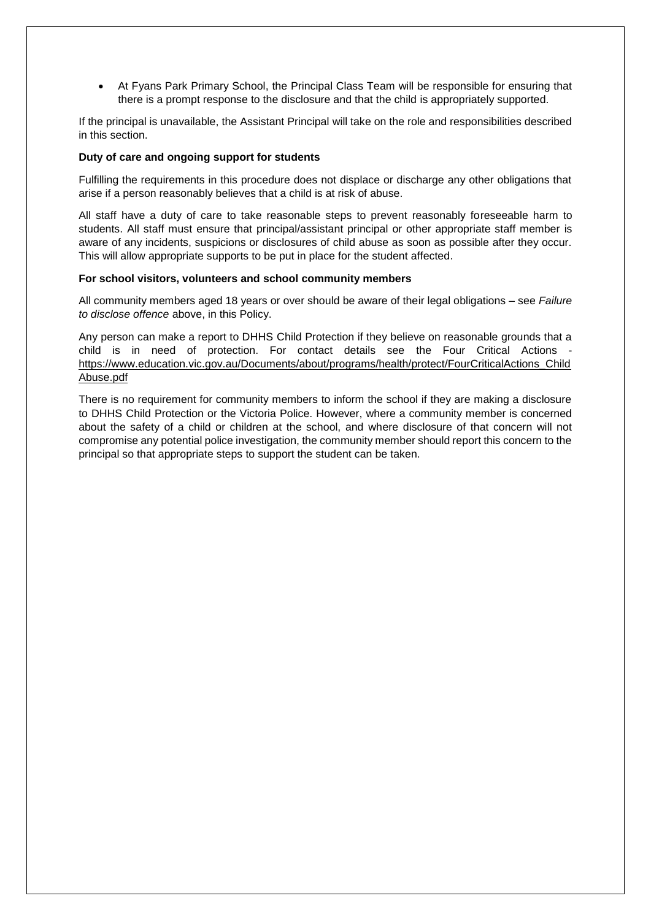- At Fyans Park Primary School, the Principal Class Team will be responsible for ensuring that there is a prompt response to the disclosure and that the child is appropriately supported.

If the principal is unavailable, the Assistant Principal will take on the role and responsibilities described in this section.

**Duty of care and ongoing support for students**

Fulfilling the requirements in this procedure does not displace or discharge any other obligations that arise if a person reasonably believes that a child is at risk of abuse.

All staff have a duty of care to take reasonable steps to prevent reasonably foreseeable harm to students. All staff must ensure that principal/assistant principal or other appropriate staff member is aware of any incidents, suspicions or disclosures of child abuse as soon as possible after they occur. This will allow appropriate supports to be put in place for the student affected.

**For school visitors, volunteers and school community members**

All community members aged 18 years or over should be aware of their legal obligations – see *Failure to disclose offence* above, in this Policy.

Any person can make a report to DHHS Child Protection if they believe on reasonable grounds that a child is in need of protection. For contact details see the Four Critical Actions - https://www.education.vic.gov.au/Documents/about/programs/health/protect/FourCriticalActions_ChildAbuse.pdf

There is no requirement for community members to inform the school if they are making a disclosure to DHHS Child Protection or the Victoria Police. However, where a community member is concerned about the safety of a child or children at the school, and where disclosure of that concern will not compromise any potential police investigation, the community member should report this concern to the principal so that appropriate steps to support the student can be taken.